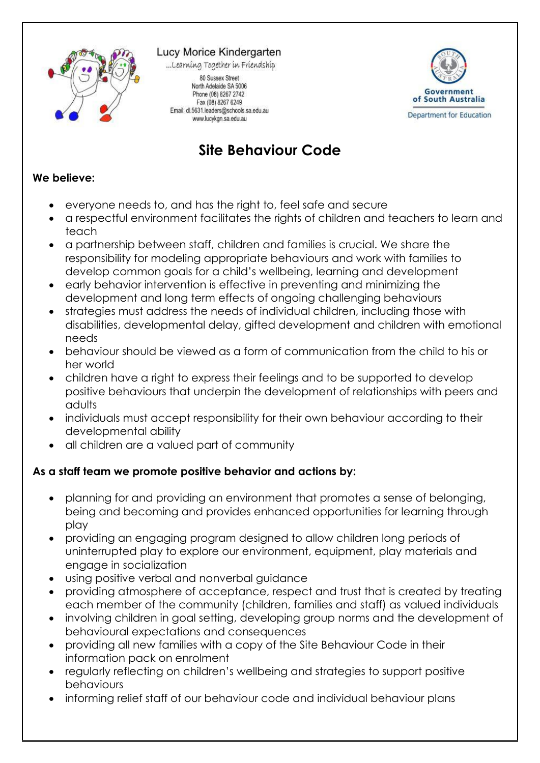Lucy Morice Kindergarten

...Learning Together in Friendship

80 Sussex Street
North Adelaide SA 5006
Phone (08) 8267 2742
Fax (08) 8267 6249
Email: dl.5631.leaders@schools.sa.edu.au
www.lucykgn.sa.edu.au

Government of South Australia
Department for Education

# Site Behaviour Code

**We believe:**

- everyone needs to, and has the right to, feel safe and secure
- a respectful environment facilitates the rights of children and teachers to learn and teach
- a partnership between staff, children and families is crucial. We share the responsibility for modeling appropriate behaviours and work with families to develop common goals for a child's wellbeing, learning and development
- early behavior intervention is effective in preventing and minimizing the development and long term effects of ongoing challenging behaviours
- strategies must address the needs of individual children, including those with disabilities, developmental delay, gifted development and children with emotional needs
- behaviour should be viewed as a form of communication from the child to his or her world
- children have a right to express their feelings and to be supported to develop positive behaviours that underpin the development of relationships with peers and adults
- individuals must accept responsibility for their own behaviour according to their developmental ability
- all children are a valued part of community

**As a staff team we promote positive behavior and actions by:**

- planning for and providing an environment that promotes a sense of belonging, being and becoming and provides enhanced opportunities for learning through play
- providing an engaging program designed to allow children long periods of uninterrupted play to explore our environment, equipment, play materials and engage in socialization
- using positive verbal and nonverbal guidance
- providing atmosphere of acceptance, respect and trust that is created by treating each member of the community (children, families and staff) as valued individuals
- involving children in goal setting, developing group norms and the development of behavioural expectations and consequences
- providing all new families with a copy of the Site Behaviour Code in their information pack on enrolment
- regularly reflecting on children's wellbeing and strategies to support positive behaviours
- informing relief staff of our behaviour code and individual behaviour plans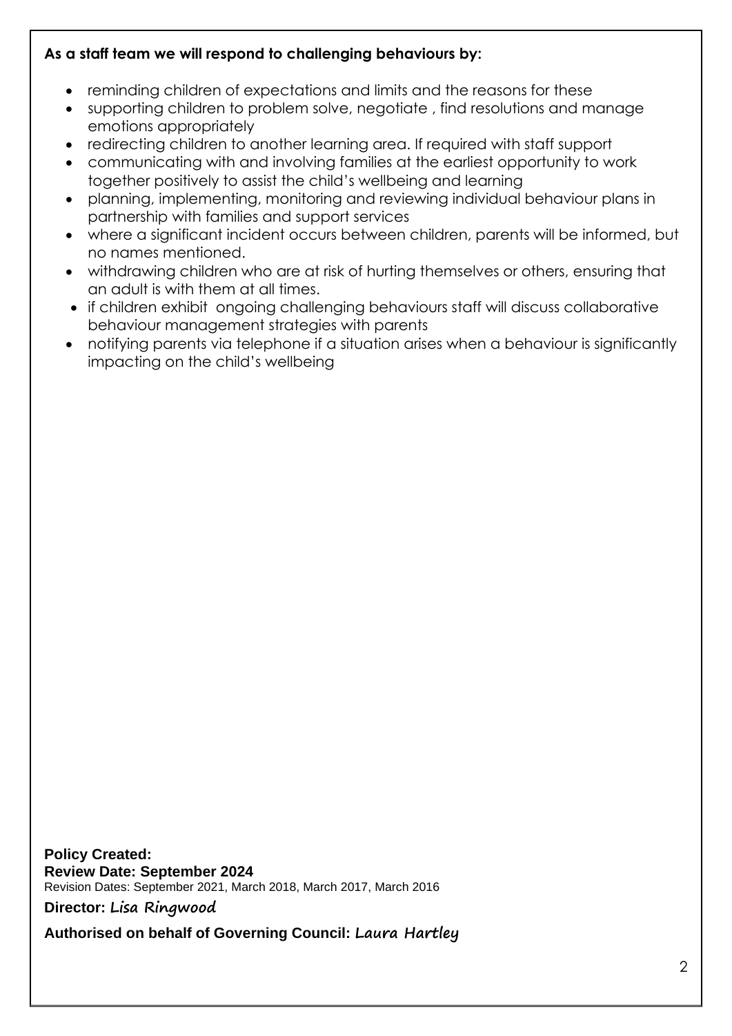**As a staff team we will respond to challenging behaviours by:**

- reminding children of expectations and limits and the reasons for these
- supporting children to problem solve, negotiate , find resolutions and manage emotions appropriately
- redirecting children to another learning area. If required with staff support
- communicating with and involving families at the earliest opportunity to work together positively to assist the child's wellbeing and learning
- planning, implementing, monitoring and reviewing individual behaviour plans in partnership with families and support services
- where a significant incident occurs between children, parents will be informed, but no names mentioned.
- withdrawing children who are at risk of hurting themselves or others, ensuring that an adult is with them at all times.
- if children exhibit ongoing challenging behaviours staff will discuss collaborative behaviour management strategies with parents
- notifying parents via telephone if a situation arises when a behaviour is significantly impacting on the child's wellbeing

**Policy Created:**
**Review Date: September 2024**
Revision Dates: September 2021, March 2018, March 2017, March 2016

**Director:** *Lisa Ringwood*

**Authorised on behalf of Governing Council:** *Laura Hartley*